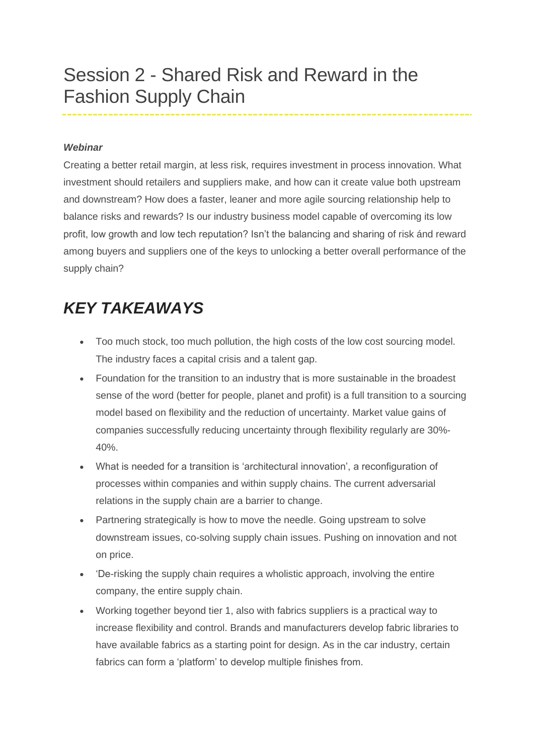# Session 2 - Shared Risk and Reward in the Fashion Supply Chain

***Webinar***

Creating a better retail margin, at less risk, requires investment in process innovation. What investment should retailers and suppliers make, and how can it create value both upstream and downstream? How does a faster, leaner and more agile sourcing relationship help to balance risks and rewards? Is our industry business model capable of overcoming its low profit, low growth and low tech reputation? Isn't the balancing and sharing of risk ánd reward among buyers and suppliers one of the keys to unlocking a better overall performance of the supply chain?

## *KEY TAKEAWAYS*

- Too much stock, too much pollution, the high costs of the low cost sourcing model. The industry faces a capital crisis and a talent gap.
- Foundation for the transition to an industry that is more sustainable in the broadest sense of the word (better for people, planet and profit) is a full transition to a sourcing model based on flexibility and the reduction of uncertainty. Market value gains of companies successfully reducing uncertainty through flexibility regularly are 30%-40%.
- What is needed for a transition is 'architectural innovation', a reconfiguration of processes within companies and within supply chains. The current adversarial relations in the supply chain are a barrier to change.
- Partnering strategically is how to move the needle. Going upstream to solve downstream issues, co-solving supply chain issues. Pushing on innovation and not on price.
- 'De-risking the supply chain requires a wholistic approach, involving the entire company, the entire supply chain.
- Working together beyond tier 1, also with fabrics suppliers is a practical way to increase flexibility and control. Brands and manufacturers develop fabric libraries to have available fabrics as a starting point for design. As in the car industry, certain fabrics can form a 'platform' to develop multiple finishes from.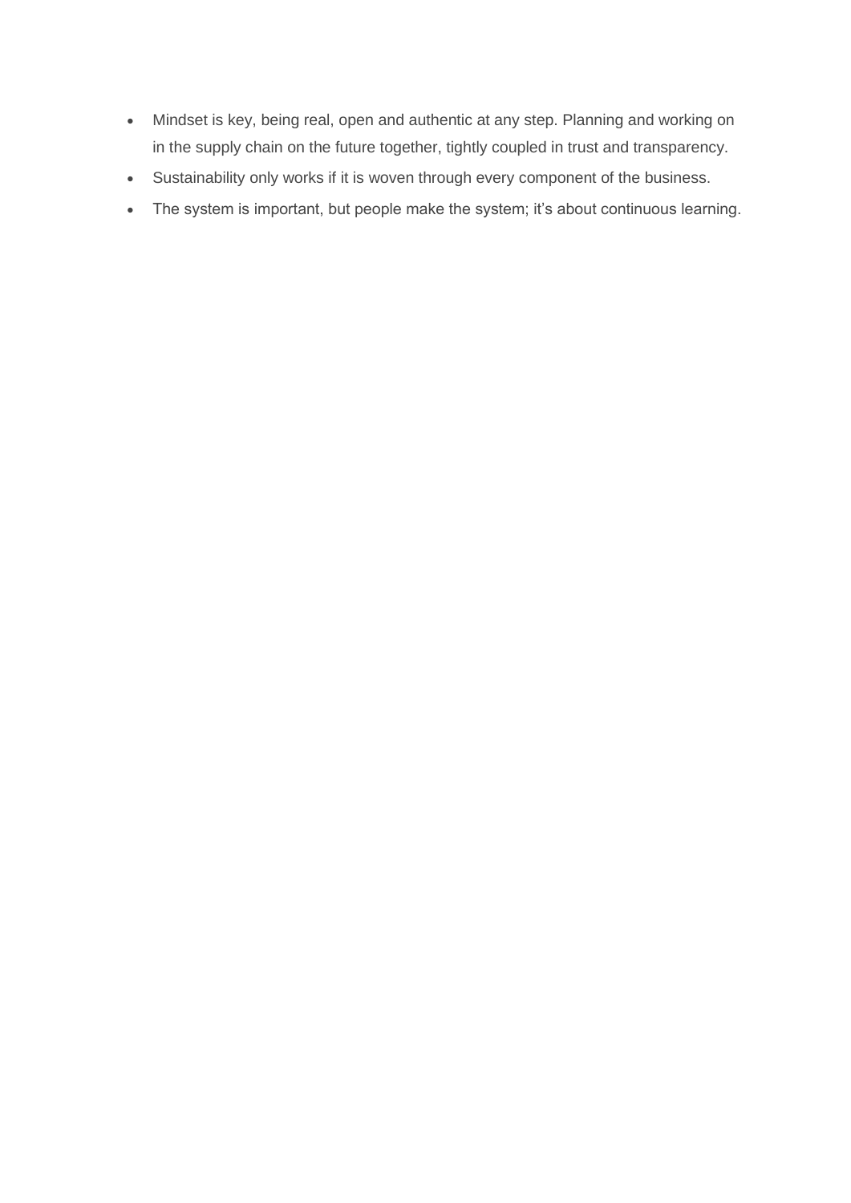- Mindset is key, being real, open and authentic at any step. Planning and working on in the supply chain on the future together, tightly coupled in trust and transparency.
- Sustainability only works if it is woven through every component of the business.
- The system is important, but people make the system; it's about continuous learning.